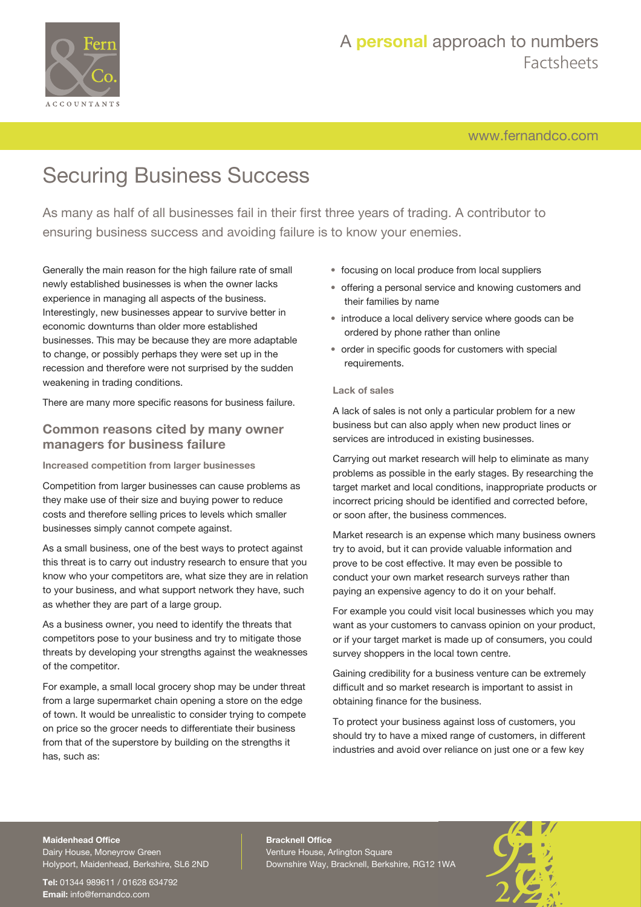# Securing Business Success

As many as half of all businesses fail in their first three years of trading. A contributor to ensuring business success and avoiding failure is to know your enemies.

Generally the main reason for the high failure rate of small newly established businesses is when the owner lacks experience in managing all aspects of the business. Interestingly, new businesses appear to survive better in economic downturns than older more established businesses. This may be because they are more adaptable to change, or possibly perhaps they were set up in the recession and therefore were not surprised by the sudden weakening in trading conditions.

There are many more specific reasons for business failure.

## Common reasons cited by many owner managers for business failure

### Increased competition from larger businesses

Competition from larger businesses can cause problems as they make use of their size and buying power to reduce costs and therefore selling prices to levels which smaller businesses simply cannot compete against.

As a small business, one of the best ways to protect against this threat is to carry out industry research to ensure that you know who your competitors are, what size they are in relation to your business, and what support network they have, such as whether they are part of a large group.

As a business owner, you need to identify the threats that competitors pose to your business and try to mitigate those threats by developing your strengths against the weaknesses of the competitor.

For example, a small local grocery shop may be under threat from a large supermarket chain opening a store on the edge of town. It would be unrealistic to consider trying to compete on price so the grocer needs to differentiate their business from that of the superstore by building on the strengths it has, such as:

- focusing on local produce from local suppliers
- offering a personal service and knowing customers and their families by name
- introduce a local delivery service where goods can be ordered by phone rather than online
- order in specific goods for customers with special requirements.

### Lack of sales

A lack of sales is not only a particular problem for a new business but can also apply when new product lines or services are introduced in existing businesses.

Carrying out market research will help to eliminate as many problems as possible in the early stages. By researching the target market and local conditions, inappropriate products or incorrect pricing should be identified and corrected before, or soon after, the business commences.

Market research is an expense which many business owners try to avoid, but it can provide valuable information and prove to be cost effective. It may even be possible to conduct your own market research surveys rather than paying an expensive agency to do it on your behalf.

For example you could visit local businesses which you may want as your customers to canvass opinion on your product, or if your target market is made up of consumers, you could survey shoppers in the local town centre.

Gaining credibility for a business venture can be extremely difficult and so market research is important to assist in obtaining finance for the business.

To protect your business against loss of customers, you should try to have a mixed range of customers, in different industries and avoid over reliance on just one or a few key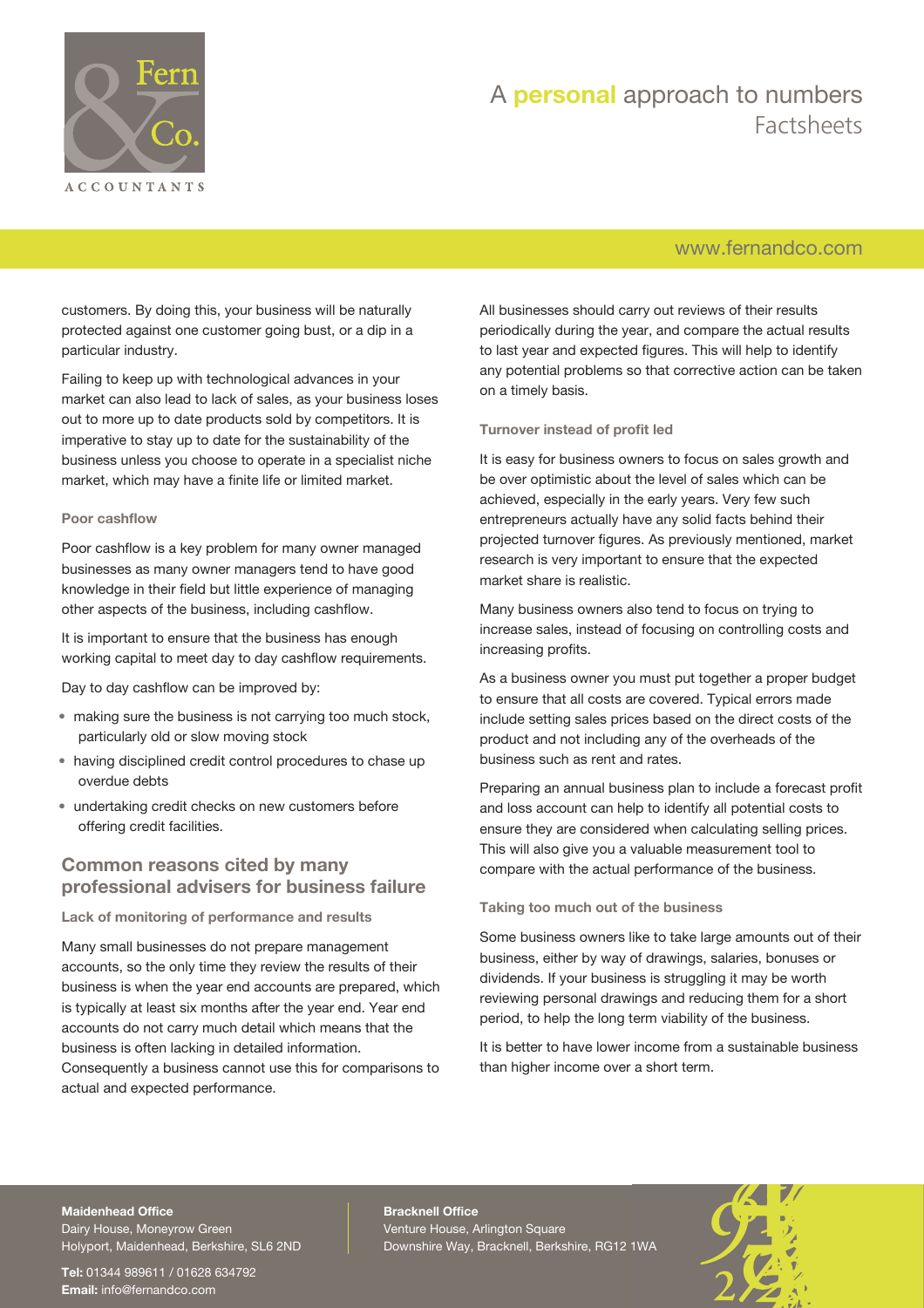customers. By doing this, your business will be naturally protected against one customer going bust, or a dip in a particular industry.

Failing to keep up with technological advances in your market can also lead to lack of sales, as your business loses out to more up to date products sold by competitors. It is imperative to stay up to date for the sustainability of the business unless you choose to operate in a specialist niche market, which may have a finite life or limited market.

### Poor cashflow

Poor cashflow is a key problem for many owner managed businesses as many owner managers tend to have good knowledge in their field but little experience of managing other aspects of the business, including cashflow.

It is important to ensure that the business has enough working capital to meet day to day cashflow requirements.

Day to day cashflow can be improved by:

- making sure the business is not carrying too much stock, particularly old or slow moving stock
- having disciplined credit control procedures to chase up overdue debts
- undertaking credit checks on new customers before offering credit facilities.

## Common reasons cited by many professional advisers for business failure

### Lack of monitoring of performance and results

Many small businesses do not prepare management accounts, so the only time they review the results of their business is when the year end accounts are prepared, which is typically at least six months after the year end. Year end accounts do not carry much detail which means that the business is often lacking in detailed information. Consequently a business cannot use this for comparisons to actual and expected performance.

All businesses should carry out reviews of their results periodically during the year, and compare the actual results to last year and expected figures. This will help to identify any potential problems so that corrective action can be taken on a timely basis.

### Turnover instead of profit led

It is easy for business owners to focus on sales growth and be over optimistic about the level of sales which can be achieved, especially in the early years. Very few such entrepreneurs actually have any solid facts behind their projected turnover figures. As previously mentioned, market research is very important to ensure that the expected market share is realistic.

Many business owners also tend to focus on trying to increase sales, instead of focusing on controlling costs and increasing profits.

As a business owner you must put together a proper budget to ensure that all costs are covered. Typical errors made include setting sales prices based on the direct costs of the product and not including any of the overheads of the business such as rent and rates.

Preparing an annual business plan to include a forecast profit and loss account can help to identify all potential costs to ensure they are considered when calculating selling prices. This will also give you a valuable measurement tool to compare with the actual performance of the business.

### Taking too much out of the business

Some business owners like to take large amounts out of their business, either by way of drawings, salaries, bonuses or dividends. If your business is struggling it may be worth reviewing personal drawings and reducing them for a short period, to help the long term viability of the business.

It is better to have lower income from a sustainable business than higher income over a short term.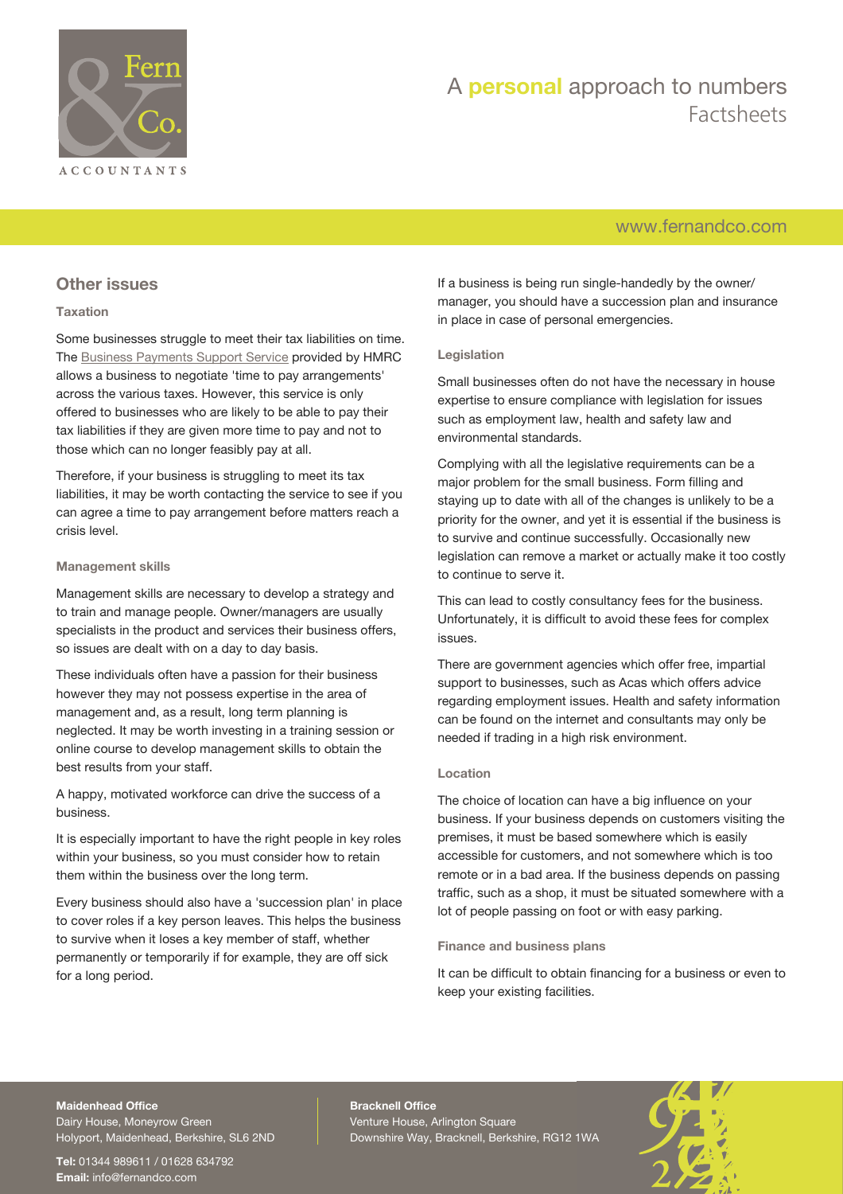## Other issues

### Taxation

Some businesses struggle to meet their tax liabilities on time. The Business Payments Support Service provided by HMRC allows a business to negotiate 'time to pay arrangements' across the various taxes. However, this service is only offered to businesses who are likely to be able to pay their tax liabilities if they are given more time to pay and not to those which can no longer feasibly pay at all.

Therefore, if your business is struggling to meet its tax liabilities, it may be worth contacting the service to see if you can agree a time to pay arrangement before matters reach a crisis level.

### Management skills

Management skills are necessary to develop a strategy and to train and manage people. Owner/managers are usually specialists in the product and services their business offers, so issues are dealt with on a day to day basis.

These individuals often have a passion for their business however they may not possess expertise in the area of management and, as a result, long term planning is neglected. It may be worth investing in a training session or online course to develop management skills to obtain the best results from your staff.

A happy, motivated workforce can drive the success of a business.

It is especially important to have the right people in key roles within your business, so you must consider how to retain them within the business over the long term.

Every business should also have a 'succession plan' in place to cover roles if a key person leaves. This helps the business to survive when it loses a key member of staff, whether permanently or temporarily if for example, they are off sick for a long period.

If a business is being run single-handedly by the owner/manager, you should have a succession plan and insurance in place in case of personal emergencies.

### Legislation

Small businesses often do not have the necessary in house expertise to ensure compliance with legislation for issues such as employment law, health and safety law and environmental standards.

Complying with all the legislative requirements can be a major problem for the small business. Form filling and staying up to date with all of the changes is unlikely to be a priority for the owner, and yet it is essential if the business is to survive and continue successfully. Occasionally new legislation can remove a market or actually make it too costly to continue to serve it.

This can lead to costly consultancy fees for the business. Unfortunately, it is difficult to avoid these fees for complex issues.

There are government agencies which offer free, impartial support to businesses, such as Acas which offers advice regarding employment issues. Health and safety information can be found on the internet and consultants may only be needed if trading in a high risk environment.

### Location

The choice of location can have a big influence on your business. If your business depends on customers visiting the premises, it must be based somewhere which is easily accessible for customers, and not somewhere which is too remote or in a bad area. If the business depends on passing traffic, such as a shop, it must be situated somewhere with a lot of people passing on foot or with easy parking.

### Finance and business plans

It can be difficult to obtain financing for a business or even to keep your existing facilities.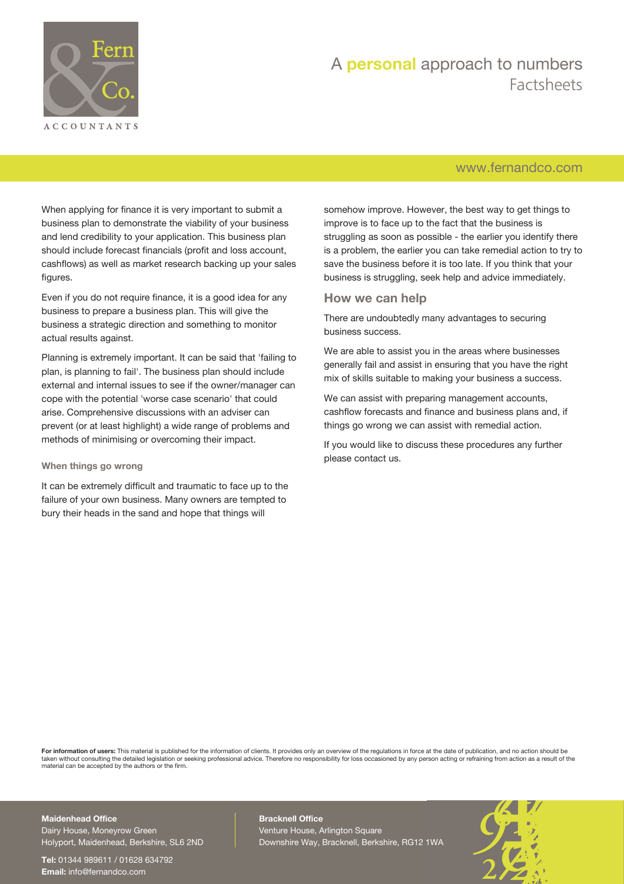When applying for finance it is very important to submit a business plan to demonstrate the viability of your business and lend credibility to your application. This business plan should include forecast financials (profit and loss account, cashflows) as well as market research backing up your sales figures.

Even if you do not require finance, it is a good idea for any business to prepare a business plan. This will give the business a strategic direction and something to monitor actual results against.

Planning is extremely important. It can be said that 'failing to plan, is planning to fail'. The business plan should include external and internal issues to see if the owner/manager can cope with the potential 'worse case scenario' that could arise. Comprehensive discussions with an adviser can prevent (or at least highlight) a wide range of problems and methods of minimising or overcoming their impact.

#### When things go wrong

It can be extremely difficult and traumatic to face up to the failure of your own business. Many owners are tempted to bury their heads in the sand and hope that things will somehow improve. However, the best way to get things to improve is to face up to the fact that the business is struggling as soon as possible - the earlier you identify there is a problem, the earlier you can take remedial action to try to save the business before it is too late. If you think that your business is struggling, seek help and advice immediately.

### How we can help

There are undoubtedly many advantages to securing business success.

We are able to assist you in the areas where businesses generally fail and assist in ensuring that you have the right mix of skills suitable to making your business a success.

We can assist with preparing management accounts, cashflow forecasts and finance and business plans and, if things go wrong we can assist with remedial action.

If you would like to discuss these procedures any further please contact us.

**For information of users:** This material is published for the information of clients. It provides only an overview of the regulations in force at the date of publication, and no action should be taken without consulting the detailed legislation or seeking professional advice. Therefore no responsibility for loss occasioned by any person acting or refraining from action as a result of the material can be accepted by the authors or the firm.